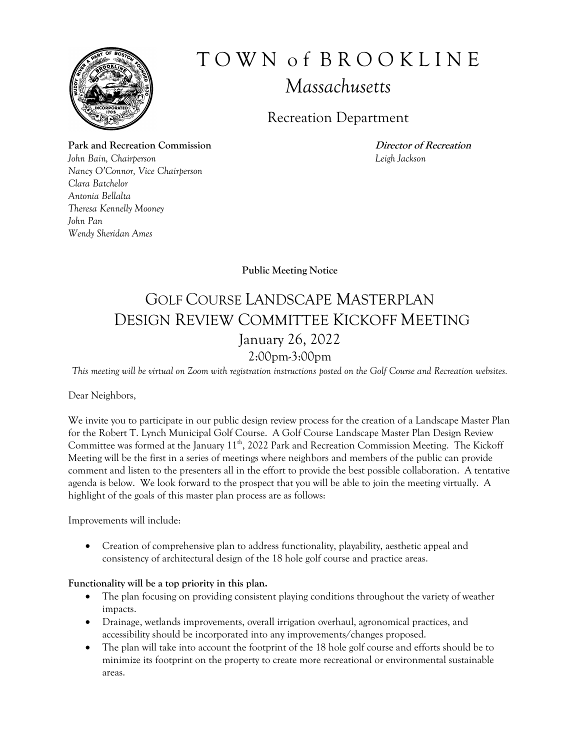# TOWN of BROOKLINE

## *Massachusetts*

### Recreation Department

**Park and Recreation Commission**
*John Bain, Chairperson*
*Nancy O'Connor, Vice Chairperson*
*Clara Batchelor*
*Antonia Bellalta*
*Theresa Kennelly Mooney*
*John Pan*
*Wendy Sheridan Ames*

***Director of Recreation***
*Leigh Jackson*

**Public Meeting Notice**

## GOLF COURSE LANDSCAPE MASTERPLAN DESIGN REVIEW COMMITTEE KICKOFF MEETING

### January 26, 2022

### 2:00pm-3:00pm

*This meeting will be virtual on Zoom with registration instructions posted on the Golf Course and Recreation websites.*

Dear Neighbors,

We invite you to participate in our public design review process for the creation of a Landscape Master Plan for the Robert T. Lynch Municipal Golf Course. A Golf Course Landscape Master Plan Design Review Committee was formed at the January 11th, 2022 Park and Recreation Commission Meeting. The Kickoff Meeting will be the first in a series of meetings where neighbors and members of the public can provide comment and listen to the presenters all in the effort to provide the best possible collaboration. A tentative agenda is below. We look forward to the prospect that you will be able to join the meeting virtually. A highlight of the goals of this master plan process are as follows:

Improvements will include:

- Creation of comprehensive plan to address functionality, playability, aesthetic appeal and consistency of architectural design of the 18 hole golf course and practice areas.

**Functionality will be a top priority in this plan.**

- The plan focusing on providing consistent playing conditions throughout the variety of weather impacts.
- Drainage, wetlands improvements, overall irrigation overhaul, agronomical practices, and accessibility should be incorporated into any improvements/changes proposed.
- The plan will take into account the footprint of the 18 hole golf course and efforts should be to minimize its footprint on the property to create more recreational or environmental sustainable areas.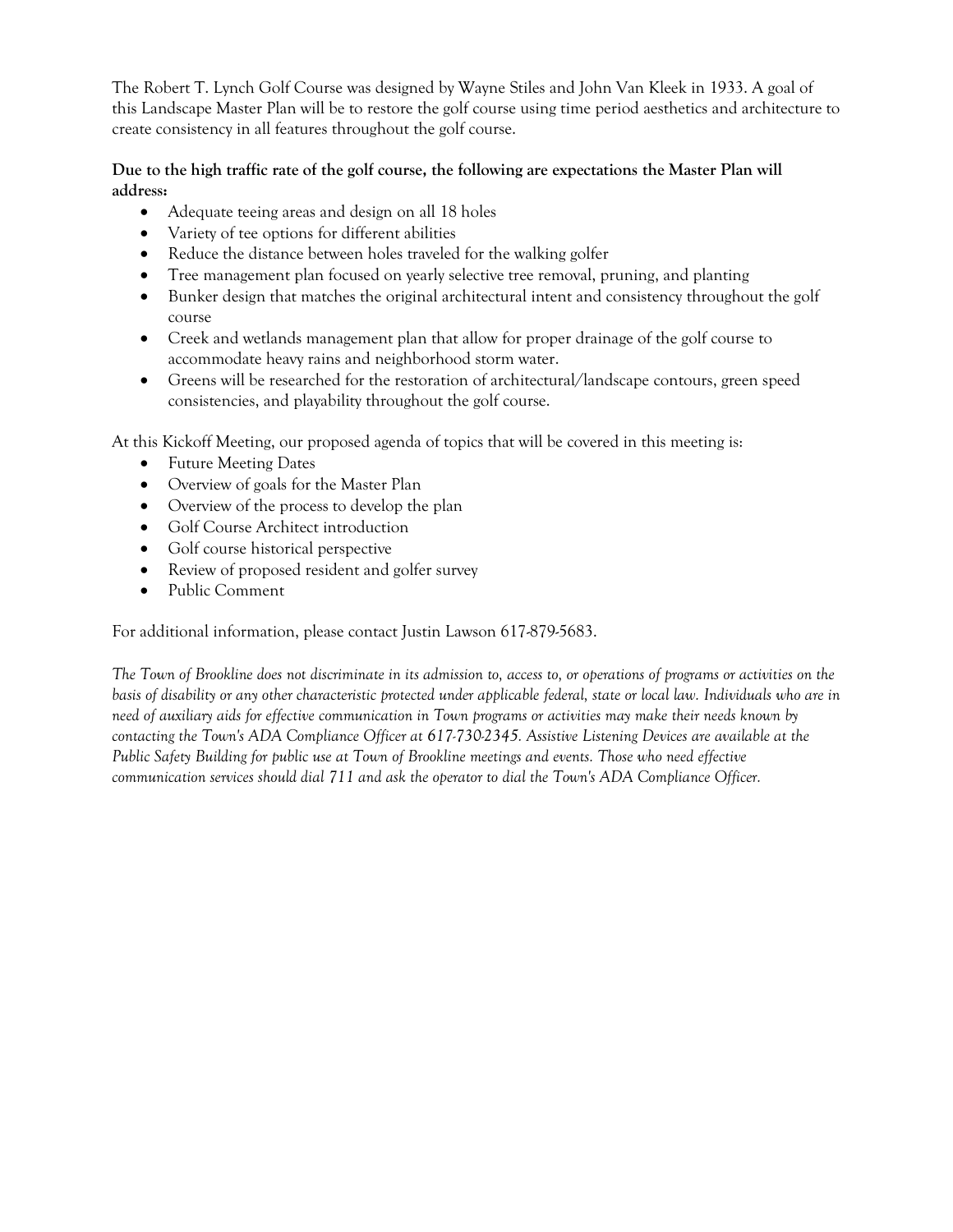The Robert T. Lynch Golf Course was designed by Wayne Stiles and John Van Kleek in 1933. A goal of this Landscape Master Plan will be to restore the golf course using time period aesthetics and architecture to create consistency in all features throughout the golf course.

**Due to the high traffic rate of the golf course, the following are expectations the Master Plan will address:**

- Adequate teeing areas and design on all 18 holes
- Variety of tee options for different abilities
- Reduce the distance between holes traveled for the walking golfer
- Tree management plan focused on yearly selective tree removal, pruning, and planting
- Bunker design that matches the original architectural intent and consistency throughout the golf course
- Creek and wetlands management plan that allow for proper drainage of the golf course to accommodate heavy rains and neighborhood storm water.
- Greens will be researched for the restoration of architectural/landscape contours, green speed consistencies, and playability throughout the golf course.

At this Kickoff Meeting, our proposed agenda of topics that will be covered in this meeting is:

- Future Meeting Dates
- Overview of goals for the Master Plan
- Overview of the process to develop the plan
- Golf Course Architect introduction
- Golf course historical perspective
- Review of proposed resident and golfer survey
- Public Comment

For additional information, please contact Justin Lawson 617-879-5683.

*The Town of Brookline does not discriminate in its admission to, access to, or operations of programs or activities on the basis of disability or any other characteristic protected under applicable federal, state or local law. Individuals who are in need of auxiliary aids for effective communication in Town programs or activities may make their needs known by contacting the Town's ADA Compliance Officer at 617-730-2345. Assistive Listening Devices are available at the Public Safety Building for public use at Town of Brookline meetings and events. Those who need effective communication services should dial 711 and ask the operator to dial the Town's ADA Compliance Officer.*